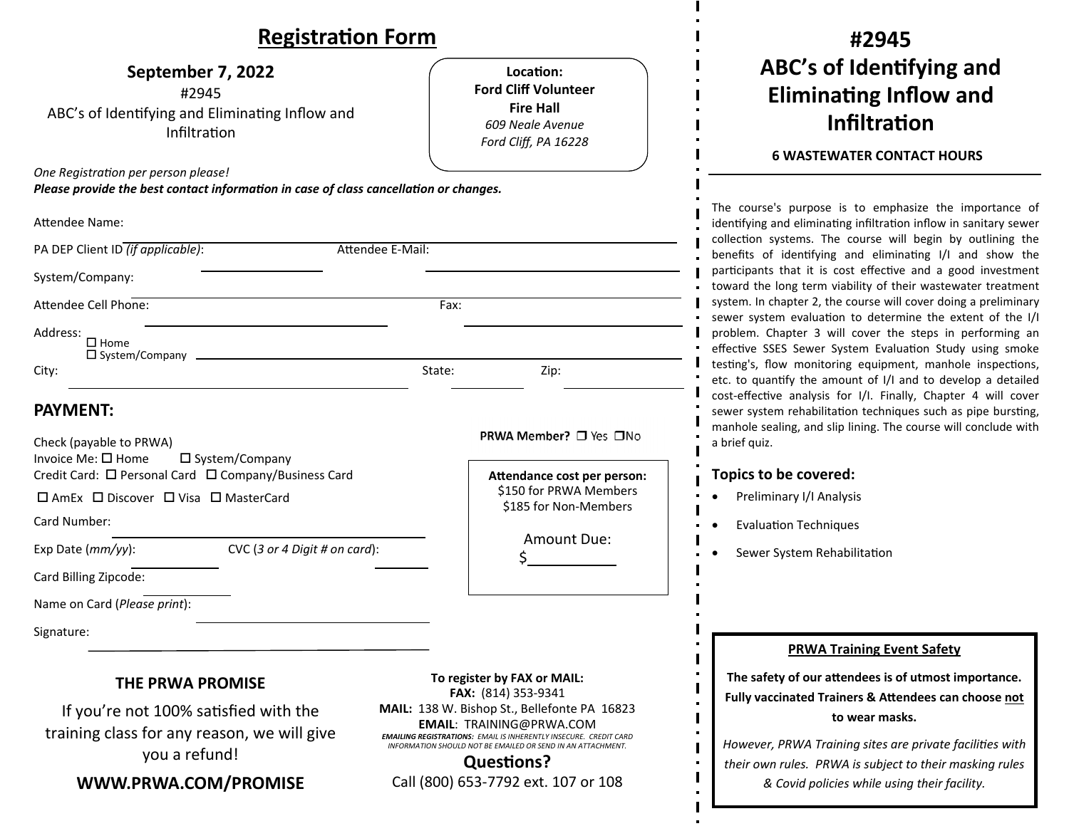# Registration Form

**September 7, 2022**

#2945

ABC's of Identifying and Eliminating Inflow and Infiltration

**Location:**
**Ford Cliff Volunteer Fire Hall**
*609 Neale Avenue*
*Ford Cliff, PA 16228*

*One Registration per person please!*
***Please provide the best contact information in case of class cancellation or changes.***

Attendee Name: ______________________________

PA DEP Client ID *(if applicable)*: ______________ Attendee E-Mail: ______________________

System/Company: ______________________________

Attendee Cell Phone: ______________________ Fax: ______________________

Address: ☐ Home ☐ System/Company ______________________________

City: ______________________ State: __________ Zip: __________

## PAYMENT:

Check (payable to PRWA)
Invoice Me: ☐ Home ☐ System/Company
Credit Card: ☐ Personal Card ☐ Company/Business Card

☐ AmEx ☐ Discover ☐ Visa ☐ MasterCard

Card Number: ______________________

Exp Date (*mm/yy*): __________ CVC (*3 or 4 Digit # on card*): __________

Card Billing Zipcode: __________

Name on Card (*Please print*): ______________________

Signature: ______________________

PRWA Member? ☐ Yes ☐ No

**Attendance cost per person:**
$150 for PRWA Members
$185 for Non-Members

Amount Due:
$__________

### THE PRWA PROMISE

If you're not 100% satisfied with the training class for any reason, we will give you a refund!

**WWW.PRWA.COM/PROMISE**

**To register by FAX or MAIL:**
**FAX:** (814) 353-9341
**MAIL:** 138 W. Bishop St., Bellefonte PA 16823
**EMAIL**: TRAINING@PRWA.COM
***EMAILING REGISTRATIONS:** EMAIL IS INHERENTLY INSECURE. CREDIT CARD INFORMATION SHOULD NOT BE EMAILED OR SEND IN AN ATTACHMENT.*

**Questions?**
Call (800) 653-7792 ext. 107 or 108

# #2945 ABC's of Identifying and Eliminating Inflow and Infiltration

**6 WASTEWATER CONTACT HOURS**

The course's purpose is to emphasize the importance of identifying and eliminating infiltration inflow in sanitary sewer collection systems. The course will begin by outlining the benefits of identifying and eliminating I/I and show the participants that it is cost effective and a good investment toward the long term viability of their wastewater treatment system. In chapter 2, the course will cover doing a preliminary sewer system evaluation to determine the extent of the I/I problem. Chapter 3 will cover the steps in performing an effective SSES Sewer System Evaluation Study using smoke testing's, flow monitoring equipment, manhole inspections, etc. to quantify the amount of I/I and to develop a detailed cost-effective analysis for I/I. Finally, Chapter 4 will cover sewer system rehabilitation techniques such as pipe bursting, manhole sealing, and slip lining. The course will conclude with a brief quiz.

### Topics to be covered:

- Preliminary I/I Analysis
- Evaluation Techniques
- Sewer System Rehabilitation

**PRWA Training Event Safety**

**The safety of our attendees is of utmost importance. Fully vaccinated Trainers & Attendees can choose not to wear masks.**

*However, PRWA Training sites are private facilities with their own rules. PRWA is subject to their masking rules & Covid policies while using their facility.*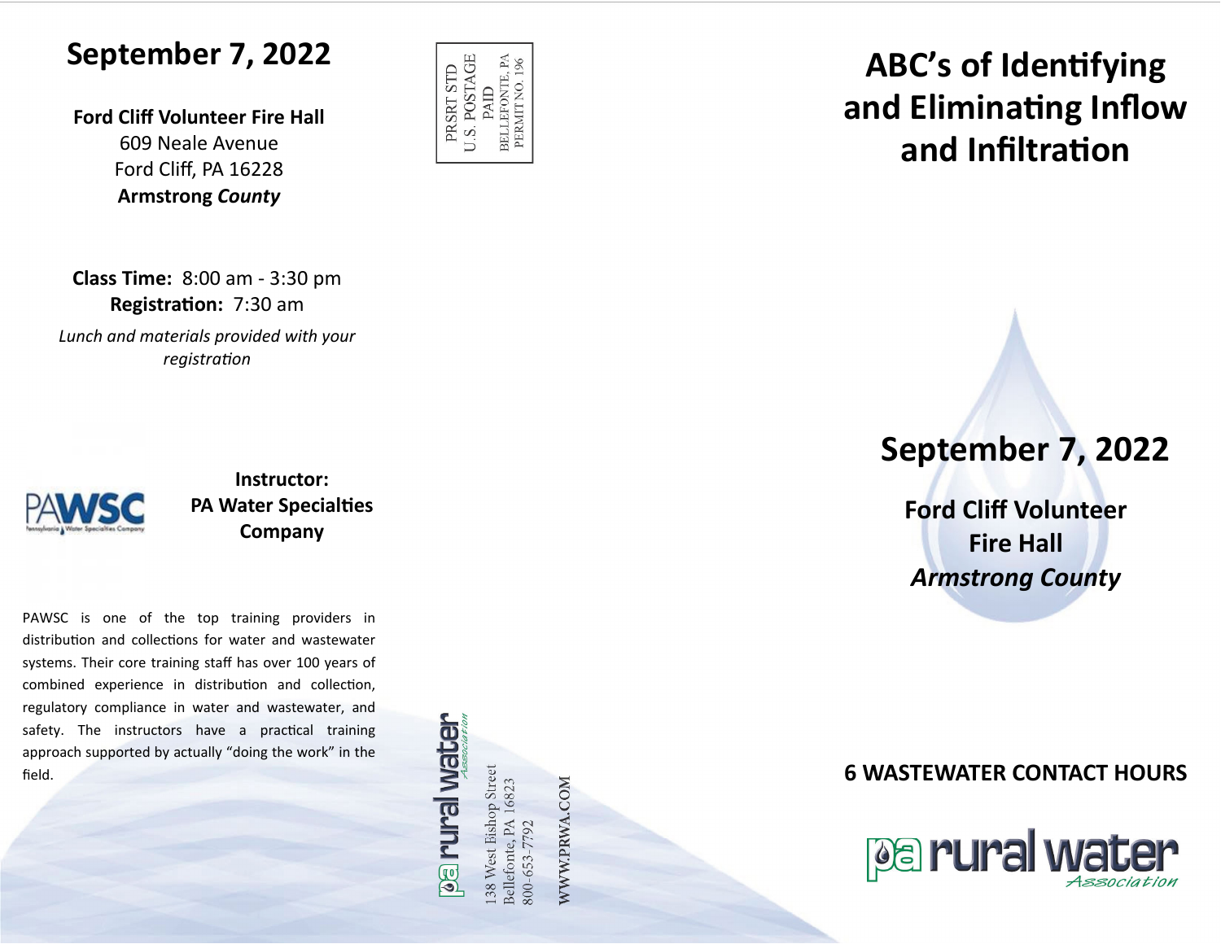# September 7, 2022

**Ford Cliff Volunteer Fire Hall**
609 Neale Avenue
Ford Cliff, PA 16228
**Armstrong *County***

**Class Time:** 8:00 am - 3:30 pm
**Registration:** 7:30 am

*Lunch and materials provided with your registration*

**Instructor:**
**PA Water Specialties Company**

PAWSC is one of the top training providers in distribution and collections for water and wastewater systems. Their core training staff has over 100 years of combined experience in distribution and collection, regulatory compliance in water and wastewater, and safety. The instructors have a practical training approach supported by actually "doing the work" in the field.

PRSRT STD
U.S. POSTAGE
PAID
BELLEFONTE, PA
PERMIT NO. 196

pa rural water Association
138 West Bishop Street
Bellefonte, PA 16823
800-653-7792

WWW.PRWA.COM

# ABC's of Identifying and Eliminating Inflow and Infiltration

## September 7, 2022

**Ford Cliff Volunteer Fire Hall**
***Armstrong County***

**6 WASTEWATER CONTACT HOURS**

pa rural water Association